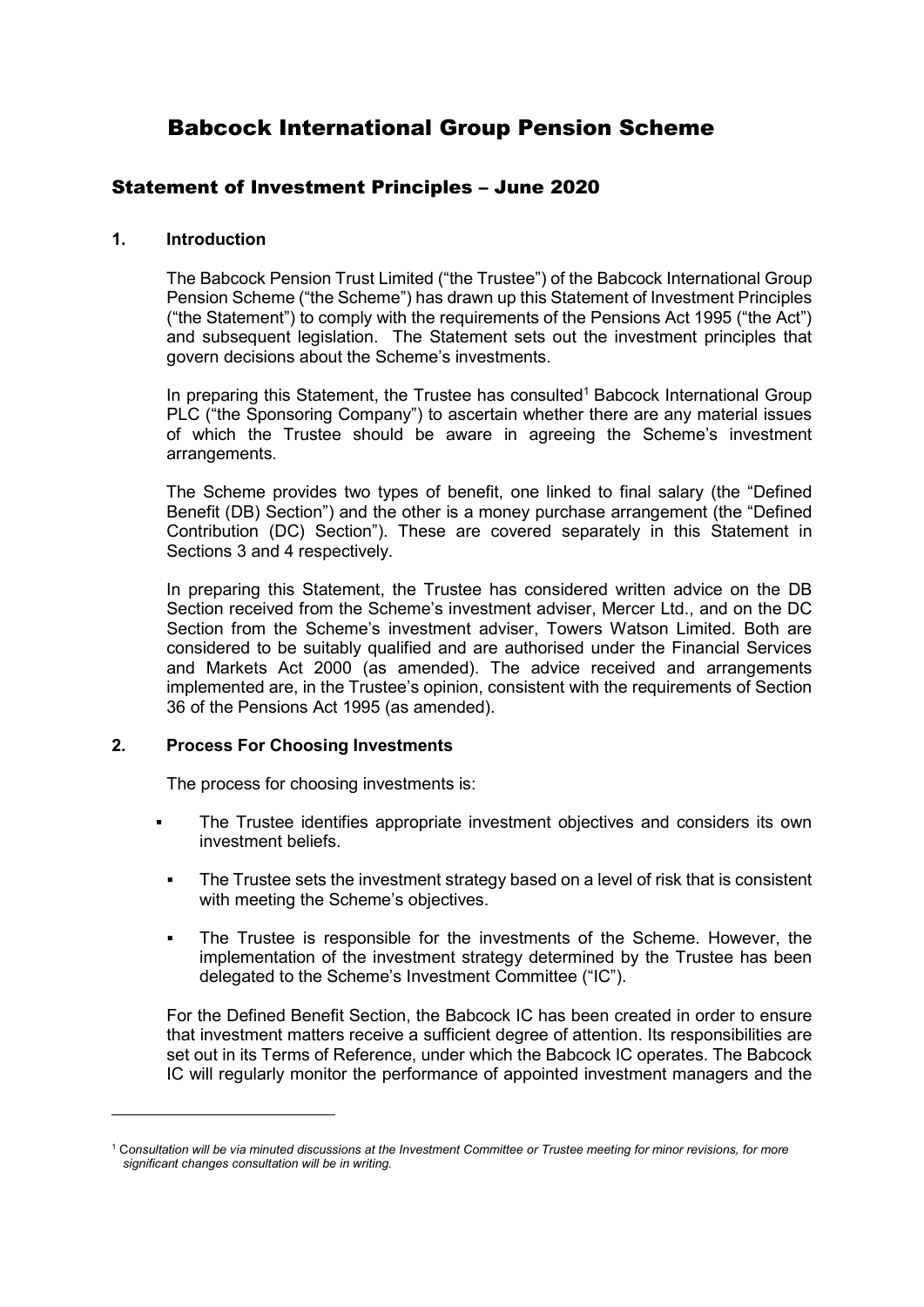# Babcock International Group Pension Scheme

## Statement of Investment Principles – June 2020

### 1. Introduction

The Babcock Pension Trust Limited ("the Trustee") of the Babcock International Group Pension Scheme ("the Scheme") has drawn up this Statement of Investment Principles ("the Statement") to comply with the requirements of the Pensions Act 1995 ("the Act") and subsequent legislation. The Statement sets out the investment principles that govern decisions about the Scheme's investments.

In preparing this Statement, the Trustee has consulted[1] Babcock International Group PLC ("the Sponsoring Company") to ascertain whether there are any material issues of which the Trustee should be aware in agreeing the Scheme's investment arrangements.

The Scheme provides two types of benefit, one linked to final salary (the "Defined Benefit (DB) Section") and the other is a money purchase arrangement (the "Defined Contribution (DC) Section"). These are covered separately in this Statement in Sections 3 and 4 respectively.

In preparing this Statement, the Trustee has considered written advice on the DB Section received from the Scheme's investment adviser, Mercer Ltd., and on the DC Section from the Scheme's investment adviser, Towers Watson Limited. Both are considered to be suitably qualified and are authorised under the Financial Services and Markets Act 2000 (as amended). The advice received and arrangements implemented are, in the Trustee's opinion, consistent with the requirements of Section 36 of the Pensions Act 1995 (as amended).

### 2. Process For Choosing Investments

The process for choosing investments is:

- The Trustee identifies appropriate investment objectives and considers its own investment beliefs.
- The Trustee sets the investment strategy based on a level of risk that is consistent with meeting the Scheme's objectives.
- The Trustee is responsible for the investments of the Scheme. However, the implementation of the investment strategy determined by the Trustee has been delegated to the Scheme's Investment Committee ("IC").

For the Defined Benefit Section, the Babcock IC has been created in order to ensure that investment matters receive a sufficient degree of attention. Its responsibilities are set out in its Terms of Reference, under which the Babcock IC operates. The Babcock IC will regularly monitor the performance of appointed investment managers and the

[1] *Consultation will be via minuted discussions at the Investment Committee or Trustee meeting for minor revisions, for more significant changes consultation will be in writing.*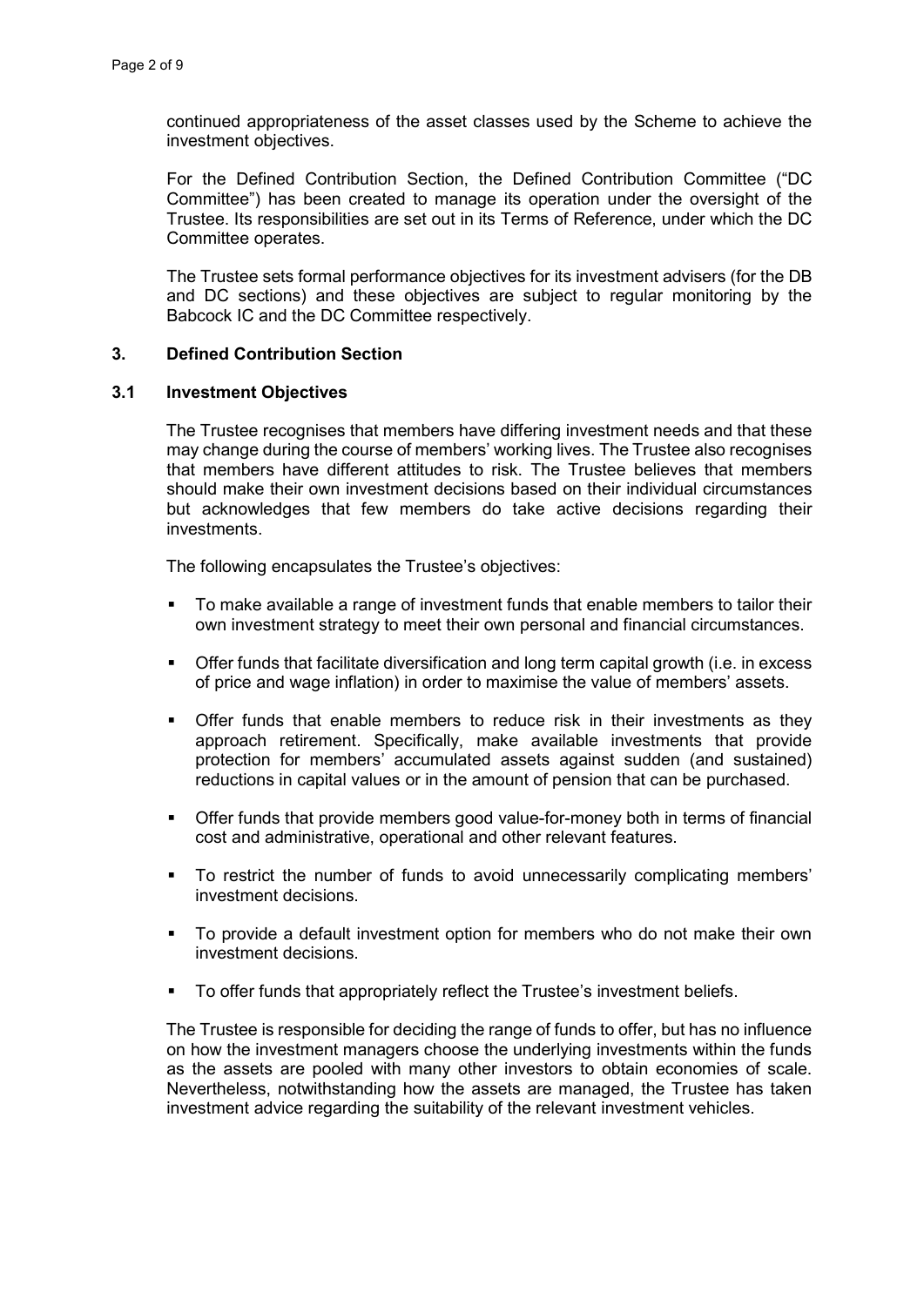continued appropriateness of the asset classes used by the Scheme to achieve the investment objectives.

For the Defined Contribution Section, the Defined Contribution Committee ("DC Committee") has been created to manage its operation under the oversight of the Trustee. Its responsibilities are set out in its Terms of Reference, under which the DC Committee operates.

The Trustee sets formal performance objectives for its investment advisers (for the DB and DC sections) and these objectives are subject to regular monitoring by the Babcock IC and the DC Committee respectively.

## 3. Defined Contribution Section

### 3.1 Investment Objectives

The Trustee recognises that members have differing investment needs and that these may change during the course of members' working lives. The Trustee also recognises that members have different attitudes to risk. The Trustee believes that members should make their own investment decisions based on their individual circumstances but acknowledges that few members do take active decisions regarding their investments.

The following encapsulates the Trustee's objectives:

- To make available a range of investment funds that enable members to tailor their own investment strategy to meet their own personal and financial circumstances.
- Offer funds that facilitate diversification and long term capital growth (i.e. in excess of price and wage inflation) in order to maximise the value of members' assets.
- Offer funds that enable members to reduce risk in their investments as they approach retirement. Specifically, make available investments that provide protection for members' accumulated assets against sudden (and sustained) reductions in capital values or in the amount of pension that can be purchased.
- Offer funds that provide members good value-for-money both in terms of financial cost and administrative, operational and other relevant features.
- To restrict the number of funds to avoid unnecessarily complicating members' investment decisions.
- To provide a default investment option for members who do not make their own investment decisions.
- To offer funds that appropriately reflect the Trustee's investment beliefs.

The Trustee is responsible for deciding the range of funds to offer, but has no influence on how the investment managers choose the underlying investments within the funds as the assets are pooled with many other investors to obtain economies of scale. Nevertheless, notwithstanding how the assets are managed, the Trustee has taken investment advice regarding the suitability of the relevant investment vehicles.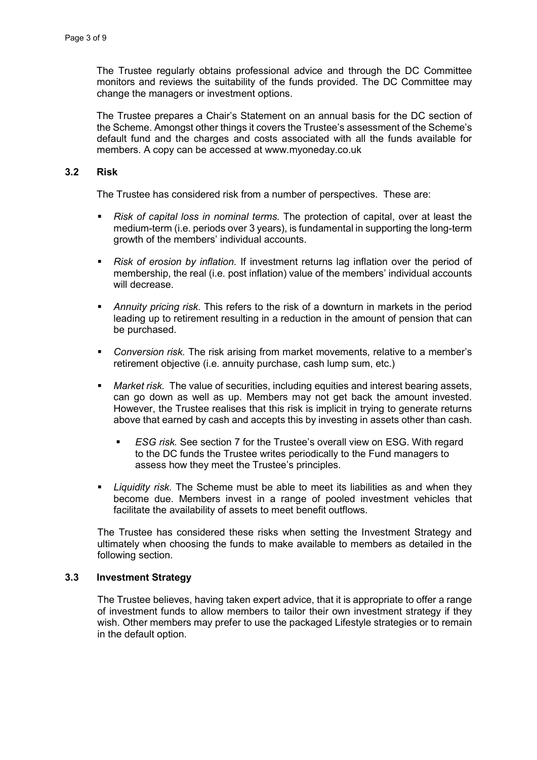The Trustee regularly obtains professional advice and through the DC Committee monitors and reviews the suitability of the funds provided. The DC Committee may change the managers or investment options.

The Trustee prepares a Chair's Statement on an annual basis for the DC section of the Scheme. Amongst other things it covers the Trustee's assessment of the Scheme's default fund and the charges and costs associated with all the funds available for members. A copy can be accessed at www.myoneday.co.uk

### 3.2 Risk

The Trustee has considered risk from a number of perspectives. These are:

- *Risk of capital loss in nominal terms.* The protection of capital, over at least the medium-term (i.e. periods over 3 years), is fundamental in supporting the long-term growth of the members' individual accounts.
- *Risk of erosion by inflation.* If investment returns lag inflation over the period of membership, the real (i.e. post inflation) value of the members' individual accounts will decrease.
- *Annuity pricing risk.* This refers to the risk of a downturn in markets in the period leading up to retirement resulting in a reduction in the amount of pension that can be purchased.
- *Conversion risk.* The risk arising from market movements, relative to a member's retirement objective (i.e. annuity purchase, cash lump sum, etc.)
- *Market risk.* The value of securities, including equities and interest bearing assets, can go down as well as up. Members may not get back the amount invested. However, the Trustee realises that this risk is implicit in trying to generate returns above that earned by cash and accepts this by investing in assets other than cash.
  - *ESG risk.* See section 7 for the Trustee's overall view on ESG. With regard to the DC funds the Trustee writes periodically to the Fund managers to assess how they meet the Trustee's principles.
- *Liquidity risk.* The Scheme must be able to meet its liabilities as and when they become due. Members invest in a range of pooled investment vehicles that facilitate the availability of assets to meet benefit outflows.

The Trustee has considered these risks when setting the Investment Strategy and ultimately when choosing the funds to make available to members as detailed in the following section.

### 3.3 Investment Strategy

The Trustee believes, having taken expert advice, that it is appropriate to offer a range of investment funds to allow members to tailor their own investment strategy if they wish. Other members may prefer to use the packaged Lifestyle strategies or to remain in the default option.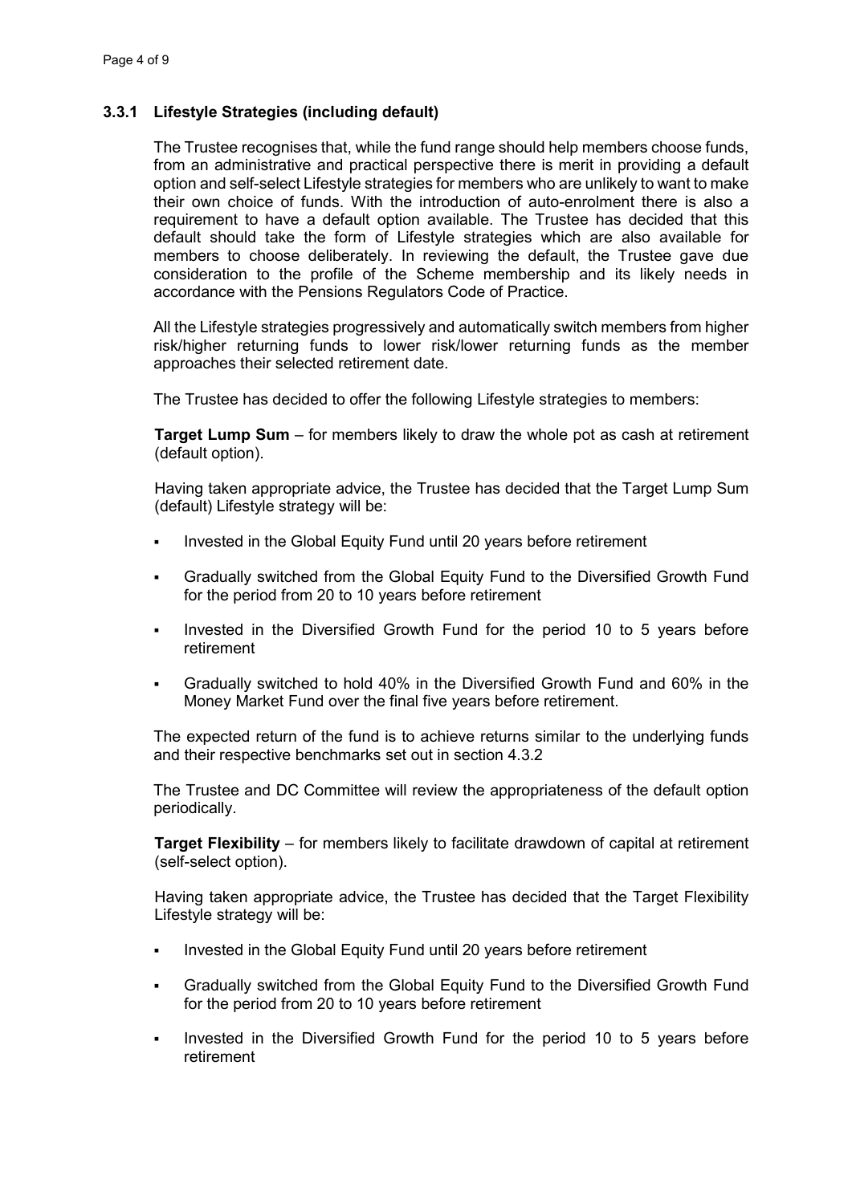### 3.3.1 Lifestyle Strategies (including default)

The Trustee recognises that, while the fund range should help members choose funds, from an administrative and practical perspective there is merit in providing a default option and self-select Lifestyle strategies for members who are unlikely to want to make their own choice of funds. With the introduction of auto-enrolment there is also a requirement to have a default option available. The Trustee has decided that this default should take the form of Lifestyle strategies which are also available for members to choose deliberately. In reviewing the default, the Trustee gave due consideration to the profile of the Scheme membership and its likely needs in accordance with the Pensions Regulators Code of Practice.

All the Lifestyle strategies progressively and automatically switch members from higher risk/higher returning funds to lower risk/lower returning funds as the member approaches their selected retirement date.

The Trustee has decided to offer the following Lifestyle strategies to members:

**Target Lump Sum** – for members likely to draw the whole pot as cash at retirement (default option).

Having taken appropriate advice, the Trustee has decided that the Target Lump Sum (default) Lifestyle strategy will be:

- Invested in the Global Equity Fund until 20 years before retirement
- Gradually switched from the Global Equity Fund to the Diversified Growth Fund for the period from 20 to 10 years before retirement
- Invested in the Diversified Growth Fund for the period 10 to 5 years before retirement
- Gradually switched to hold 40% in the Diversified Growth Fund and 60% in the Money Market Fund over the final five years before retirement.

The expected return of the fund is to achieve returns similar to the underlying funds and their respective benchmarks set out in section 4.3.2

The Trustee and DC Committee will review the appropriateness of the default option periodically.

**Target Flexibility** – for members likely to facilitate drawdown of capital at retirement (self-select option).

Having taken appropriate advice, the Trustee has decided that the Target Flexibility Lifestyle strategy will be:

- Invested in the Global Equity Fund until 20 years before retirement
- Gradually switched from the Global Equity Fund to the Diversified Growth Fund for the period from 20 to 10 years before retirement
- Invested in the Diversified Growth Fund for the period 10 to 5 years before retirement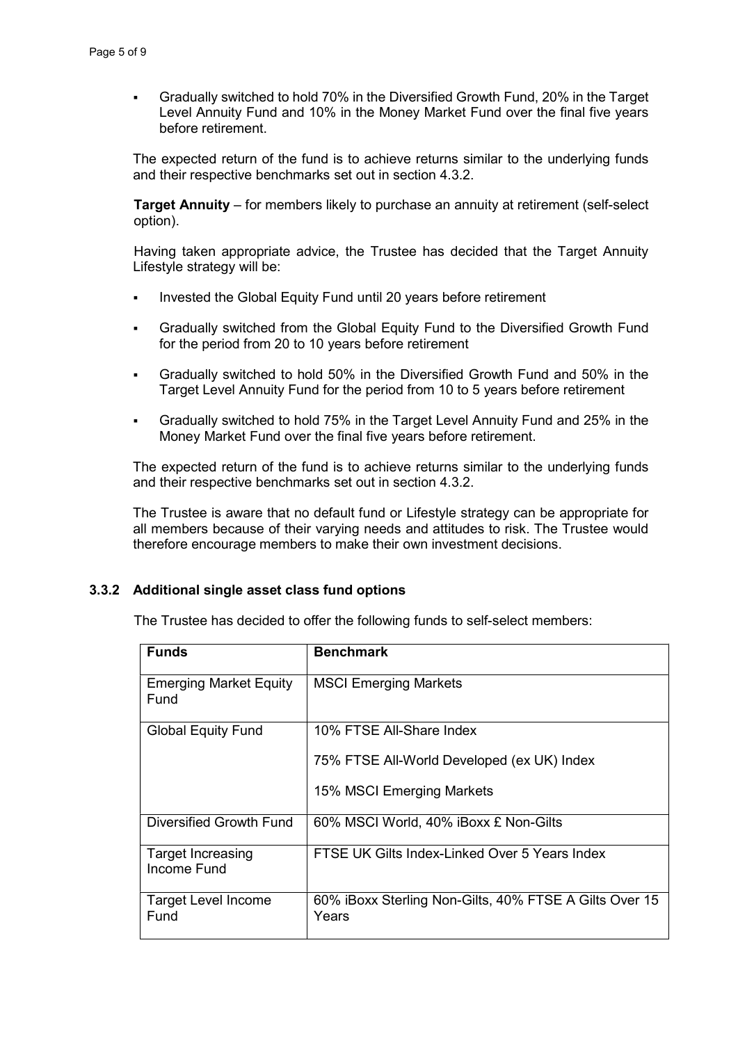- Gradually switched to hold 70% in the Diversified Growth Fund, 20% in the Target Level Annuity Fund and 10% in the Money Market Fund over the final five years before retirement.

The expected return of the fund is to achieve returns similar to the underlying funds and their respective benchmarks set out in section 4.3.2.

**Target Annuity** – for members likely to purchase an annuity at retirement (self-select option).

Having taken appropriate advice, the Trustee has decided that the Target Annuity Lifestyle strategy will be:

- Invested the Global Equity Fund until 20 years before retirement
- Gradually switched from the Global Equity Fund to the Diversified Growth Fund for the period from 20 to 10 years before retirement
- Gradually switched to hold 50% in the Diversified Growth Fund and 50% in the Target Level Annuity Fund for the period from 10 to 5 years before retirement
- Gradually switched to hold 75% in the Target Level Annuity Fund and 25% in the Money Market Fund over the final five years before retirement.

The expected return of the fund is to achieve returns similar to the underlying funds and their respective benchmarks set out in section 4.3.2.

The Trustee is aware that no default fund or Lifestyle strategy can be appropriate for all members because of their varying needs and attitudes to risk. The Trustee would therefore encourage members to make their own investment decisions.

### 3.3.2 Additional single asset class fund options

The Trustee has decided to offer the following funds to self-select members:

| Funds | Benchmark |
|---|---|
| Emerging Market Equity Fund | MSCI Emerging Markets |
| Global Equity Fund | 10% FTSE All-Share Index<br>75% FTSE All-World Developed (ex UK) Index<br>15% MSCI Emerging Markets |
| Diversified Growth Fund | 60% MSCI World, 40% iBoxx £ Non-Gilts |
| Target Increasing Income Fund | FTSE UK Gilts Index-Linked Over 5 Years Index |
| Target Level Income Fund | 60% iBoxx Sterling Non-Gilts, 40% FTSE A Gilts Over 15 Years |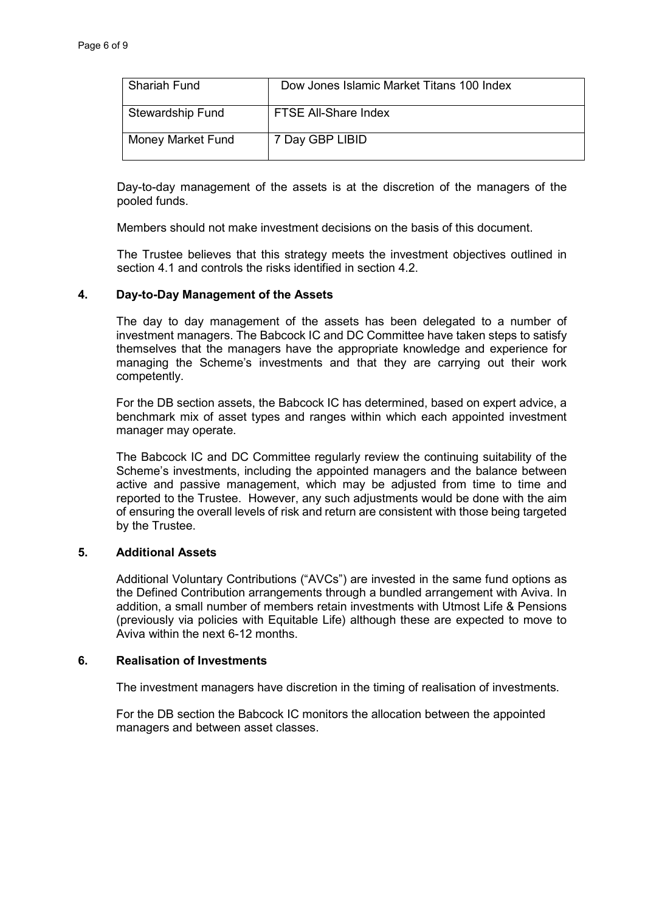| Shariah Fund | Dow Jones Islamic Market Titans 100 Index |
|---|---|
| Stewardship Fund | FTSE All-Share Index |
| Money Market Fund | 7 Day GBP LIBID |

Day-to-day management of the assets is at the discretion of the managers of the pooled funds.

Members should not make investment decisions on the basis of this document.

The Trustee believes that this strategy meets the investment objectives outlined in section 4.1 and controls the risks identified in section 4.2.

## 4. Day-to-Day Management of the Assets

The day to day management of the assets has been delegated to a number of investment managers. The Babcock IC and DC Committee have taken steps to satisfy themselves that the managers have the appropriate knowledge and experience for managing the Scheme's investments and that they are carrying out their work competently.

For the DB section assets, the Babcock IC has determined, based on expert advice, a benchmark mix of asset types and ranges within which each appointed investment manager may operate.

The Babcock IC and DC Committee regularly review the continuing suitability of the Scheme's investments, including the appointed managers and the balance between active and passive management, which may be adjusted from time to time and reported to the Trustee. However, any such adjustments would be done with the aim of ensuring the overall levels of risk and return are consistent with those being targeted by the Trustee.

## 5. Additional Assets

Additional Voluntary Contributions ("AVCs") are invested in the same fund options as the Defined Contribution arrangements through a bundled arrangement with Aviva. In addition, a small number of members retain investments with Utmost Life & Pensions (previously via policies with Equitable Life) although these are expected to move to Aviva within the next 6-12 months.

## 6. Realisation of Investments

The investment managers have discretion in the timing of realisation of investments.

For the DB section the Babcock IC monitors the allocation between the appointed managers and between asset classes.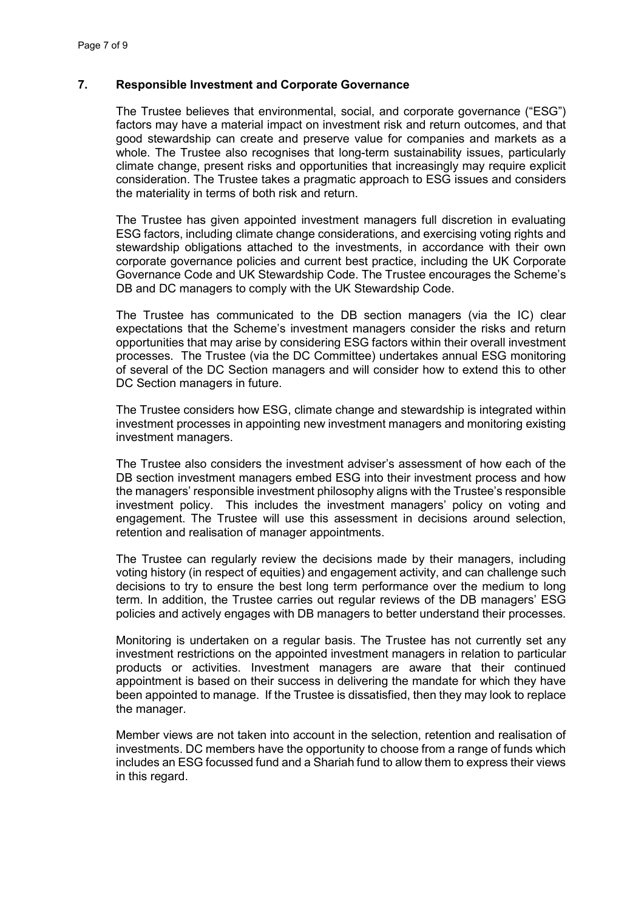## 7. Responsible Investment and Corporate Governance

The Trustee believes that environmental, social, and corporate governance ("ESG") factors may have a material impact on investment risk and return outcomes, and that good stewardship can create and preserve value for companies and markets as a whole. The Trustee also recognises that long-term sustainability issues, particularly climate change, present risks and opportunities that increasingly may require explicit consideration. The Trustee takes a pragmatic approach to ESG issues and considers the materiality in terms of both risk and return.

The Trustee has given appointed investment managers full discretion in evaluating ESG factors, including climate change considerations, and exercising voting rights and stewardship obligations attached to the investments, in accordance with their own corporate governance policies and current best practice, including the UK Corporate Governance Code and UK Stewardship Code. The Trustee encourages the Scheme's DB and DC managers to comply with the UK Stewardship Code.

The Trustee has communicated to the DB section managers (via the IC) clear expectations that the Scheme's investment managers consider the risks and return opportunities that may arise by considering ESG factors within their overall investment processes. The Trustee (via the DC Committee) undertakes annual ESG monitoring of several of the DC Section managers and will consider how to extend this to other DC Section managers in future.

The Trustee considers how ESG, climate change and stewardship is integrated within investment processes in appointing new investment managers and monitoring existing investment managers.

The Trustee also considers the investment adviser's assessment of how each of the DB section investment managers embed ESG into their investment process and how the managers' responsible investment philosophy aligns with the Trustee's responsible investment policy. This includes the investment managers' policy on voting and engagement. The Trustee will use this assessment in decisions around selection, retention and realisation of manager appointments.

The Trustee can regularly review the decisions made by their managers, including voting history (in respect of equities) and engagement activity, and can challenge such decisions to try to ensure the best long term performance over the medium to long term. In addition, the Trustee carries out regular reviews of the DB managers' ESG policies and actively engages with DB managers to better understand their processes.

Monitoring is undertaken on a regular basis. The Trustee has not currently set any investment restrictions on the appointed investment managers in relation to particular products or activities. Investment managers are aware that their continued appointment is based on their success in delivering the mandate for which they have been appointed to manage. If the Trustee is dissatisfied, then they may look to replace the manager.

Member views are not taken into account in the selection, retention and realisation of investments. DC members have the opportunity to choose from a range of funds which includes an ESG focussed fund and a Shariah fund to allow them to express their views in this regard.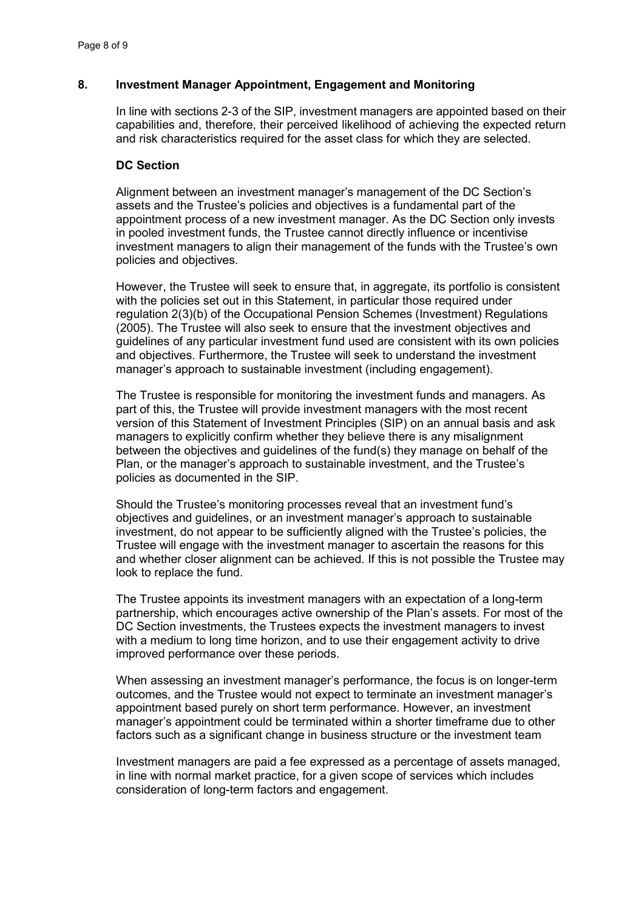## 8. Investment Manager Appointment, Engagement and Monitoring

In line with sections 2-3 of the SIP, investment managers are appointed based on their capabilities and, therefore, their perceived likelihood of achieving the expected return and risk characteristics required for the asset class for which they are selected.

### DC Section

Alignment between an investment manager's management of the DC Section's assets and the Trustee's policies and objectives is a fundamental part of the appointment process of a new investment manager. As the DC Section only invests in pooled investment funds, the Trustee cannot directly influence or incentivise investment managers to align their management of the funds with the Trustee's own policies and objectives.

However, the Trustee will seek to ensure that, in aggregate, its portfolio is consistent with the policies set out in this Statement, in particular those required under regulation 2(3)(b) of the Occupational Pension Schemes (Investment) Regulations (2005). The Trustee will also seek to ensure that the investment objectives and guidelines of any particular investment fund used are consistent with its own policies and objectives. Furthermore, the Trustee will seek to understand the investment manager's approach to sustainable investment (including engagement).

The Trustee is responsible for monitoring the investment funds and managers. As part of this, the Trustee will provide investment managers with the most recent version of this Statement of Investment Principles (SIP) on an annual basis and ask managers to explicitly confirm whether they believe there is any misalignment between the objectives and guidelines of the fund(s) they manage on behalf of the Plan, or the manager's approach to sustainable investment, and the Trustee's policies as documented in the SIP.

Should the Trustee's monitoring processes reveal that an investment fund's objectives and guidelines, or an investment manager's approach to sustainable investment, do not appear to be sufficiently aligned with the Trustee's policies, the Trustee will engage with the investment manager to ascertain the reasons for this and whether closer alignment can be achieved. If this is not possible the Trustee may look to replace the fund.

The Trustee appoints its investment managers with an expectation of a long-term partnership, which encourages active ownership of the Plan's assets. For most of the DC Section investments, the Trustees expects the investment managers to invest with a medium to long time horizon, and to use their engagement activity to drive improved performance over these periods.

When assessing an investment manager's performance, the focus is on longer-term outcomes, and the Trustee would not expect to terminate an investment manager's appointment based purely on short term performance. However, an investment manager's appointment could be terminated within a shorter timeframe due to other factors such as a significant change in business structure or the investment team

Investment managers are paid a fee expressed as a percentage of assets managed, in line with normal market practice, for a given scope of services which includes consideration of long-term factors and engagement.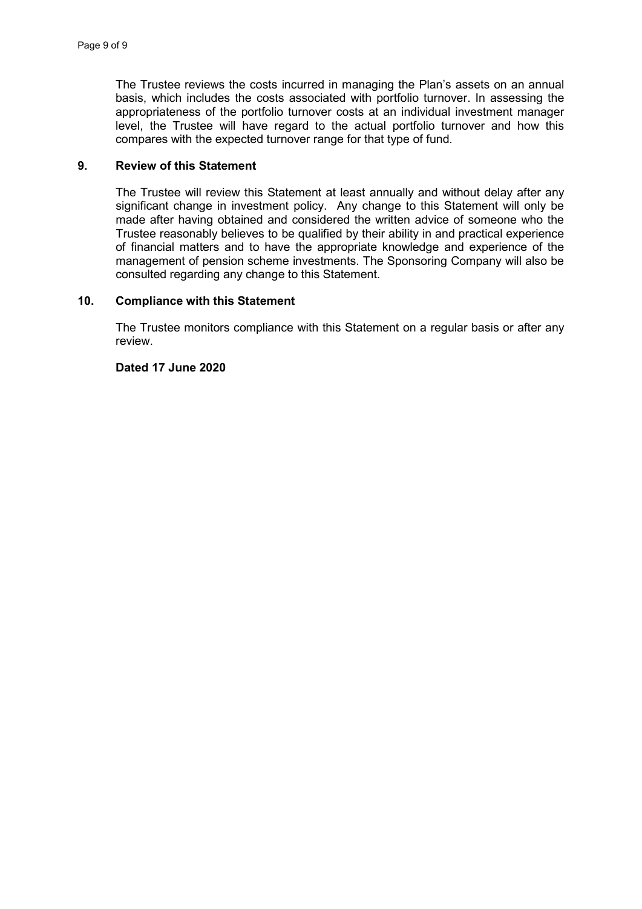The Trustee reviews the costs incurred in managing the Plan's assets on an annual basis, which includes the costs associated with portfolio turnover. In assessing the appropriateness of the portfolio turnover costs at an individual investment manager level, the Trustee will have regard to the actual portfolio turnover and how this compares with the expected turnover range for that type of fund.

## 9. Review of this Statement

The Trustee will review this Statement at least annually and without delay after any significant change in investment policy. Any change to this Statement will only be made after having obtained and considered the written advice of someone who the Trustee reasonably believes to be qualified by their ability in and practical experience of financial matters and to have the appropriate knowledge and experience of the management of pension scheme investments. The Sponsoring Company will also be consulted regarding any change to this Statement.

## 10. Compliance with this Statement

The Trustee monitors compliance with this Statement on a regular basis or after any review.

**Dated 17 June 2020**